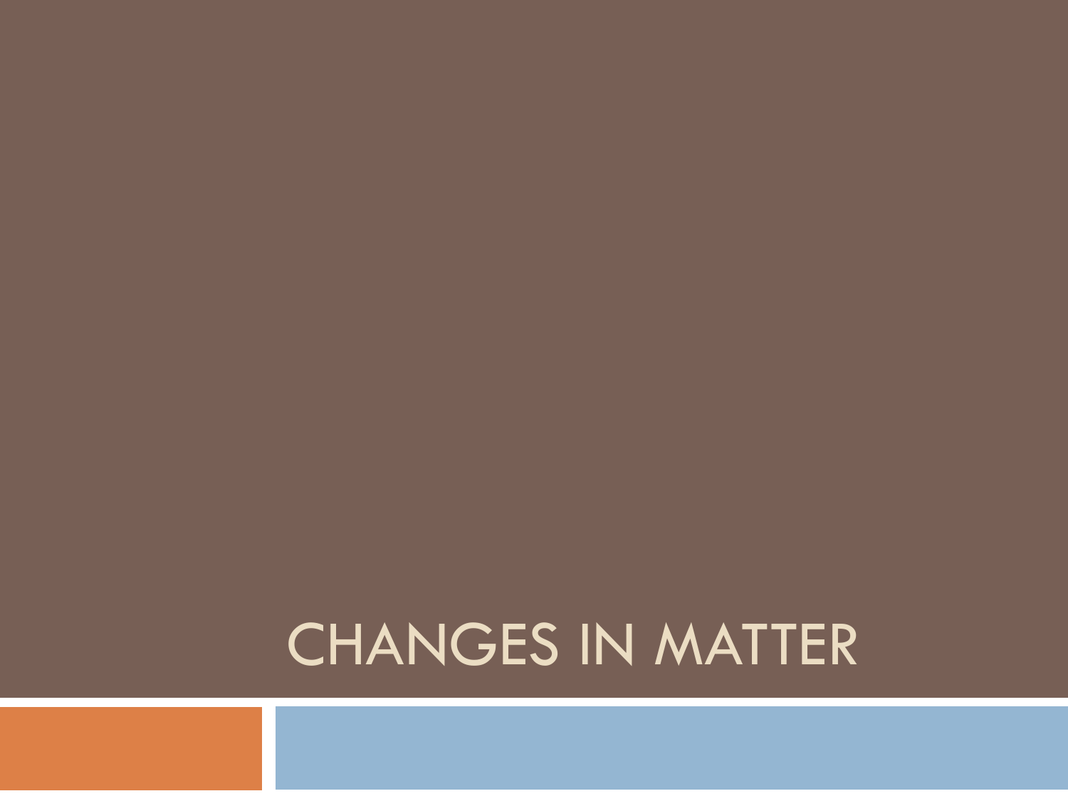# CHANGES IN MATTER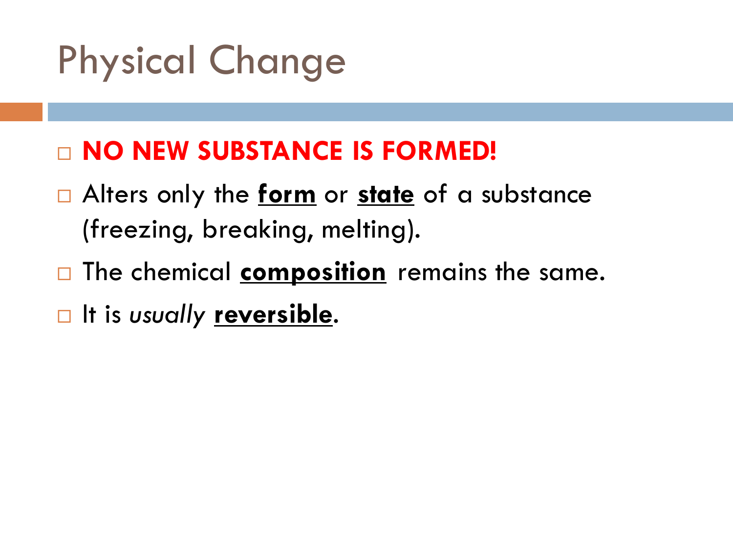# Physical Change

- **NO NEW SUBSTANCE IS FORMED!**
- Alters only the **form** or **state** of a substance (freezing, breaking, melting).
- The chemical **composition** remains the same.
- It is *usually* **reversible**.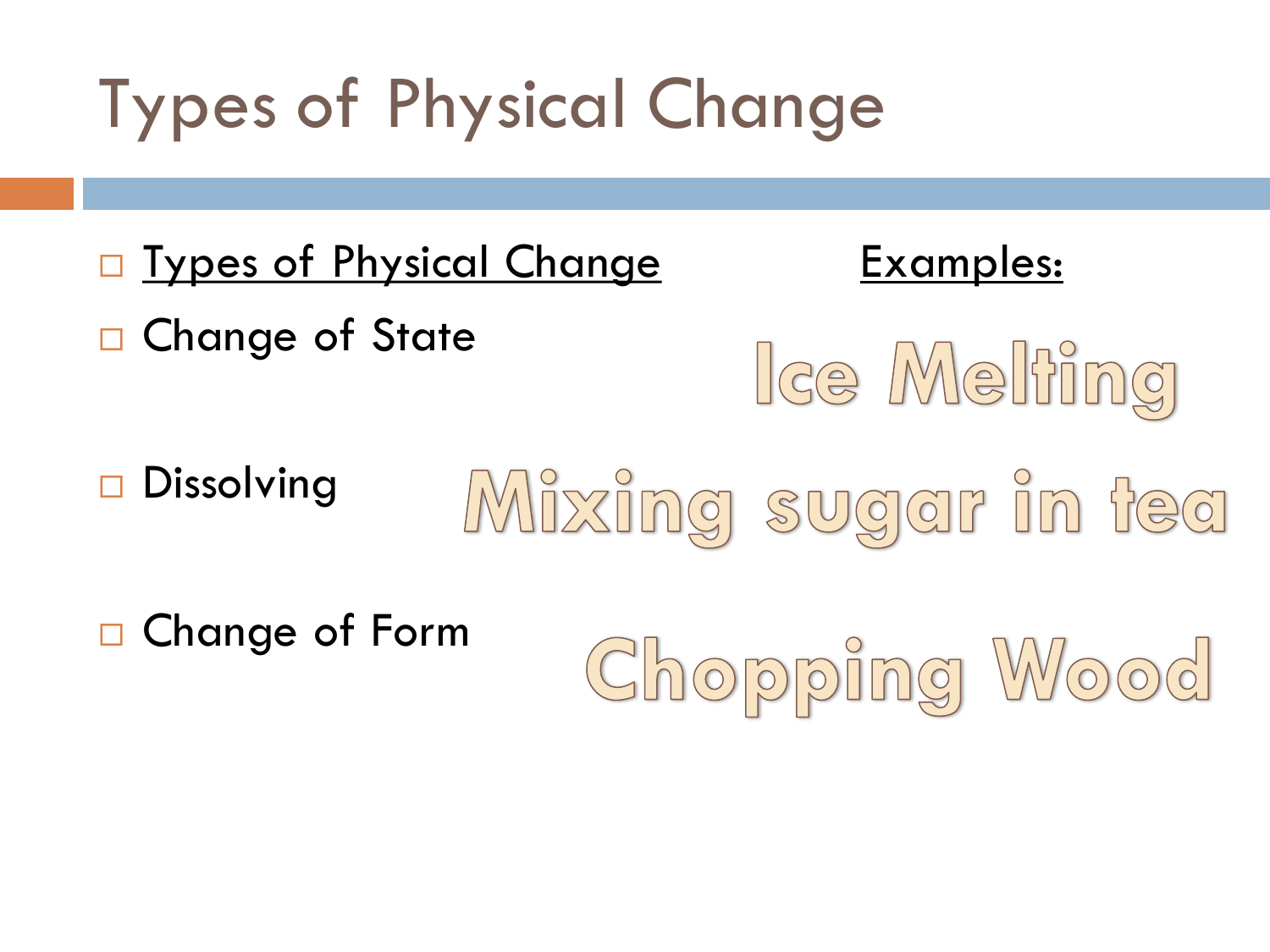# Types of Physical Change

| Types of Physical Change | Examples: |
| --- | --- |
| Change of State | Ice Melting |
| Dissolving | Mixing sugar in tea |
| Change of Form | Chopping Wood |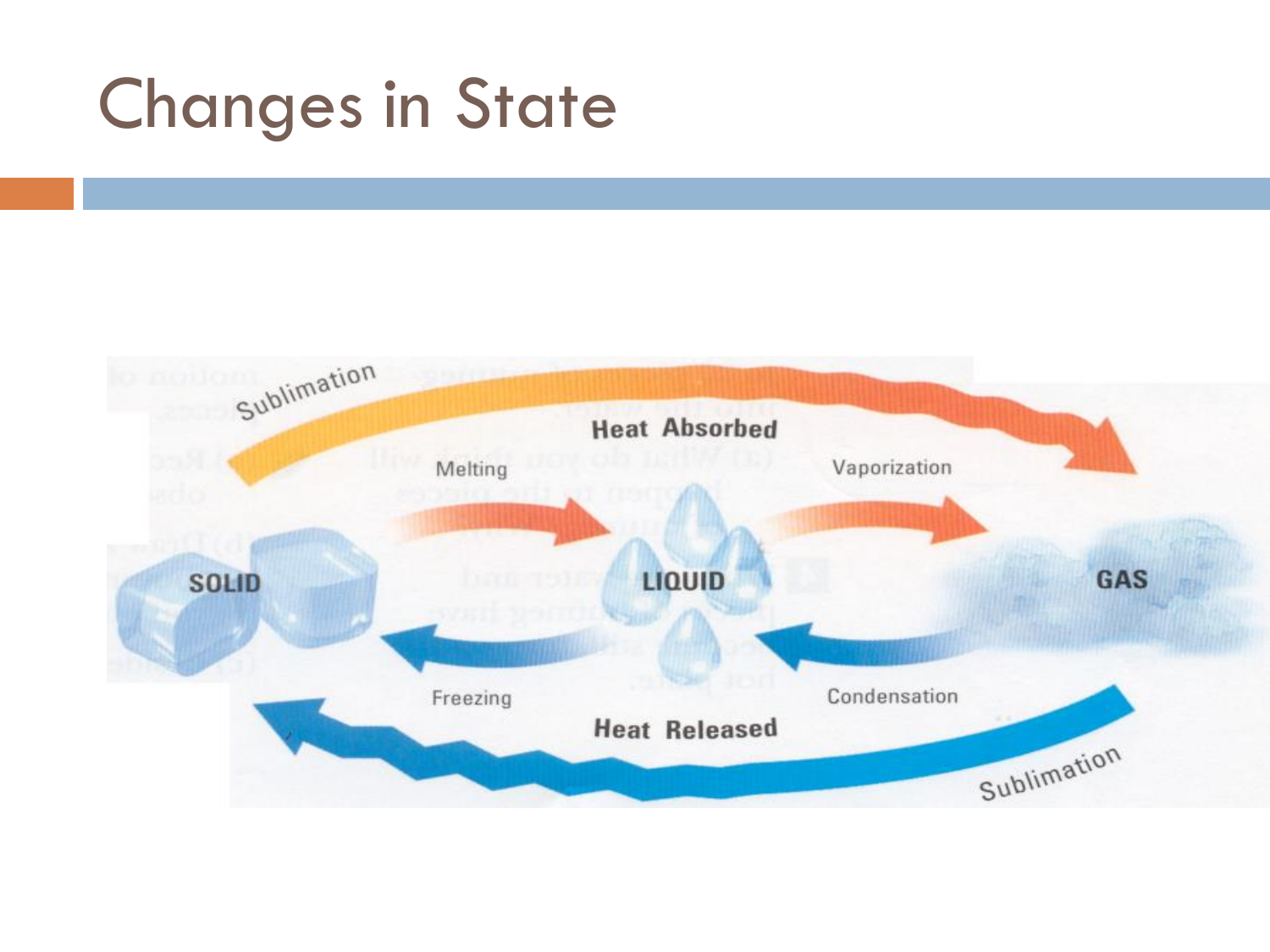# Changes in State

Sublimation

Heat Absorbed

Melting

Vaporization

SOLID

LIQUID

GAS

Freezing

Condensation

Heat Released

Sublimation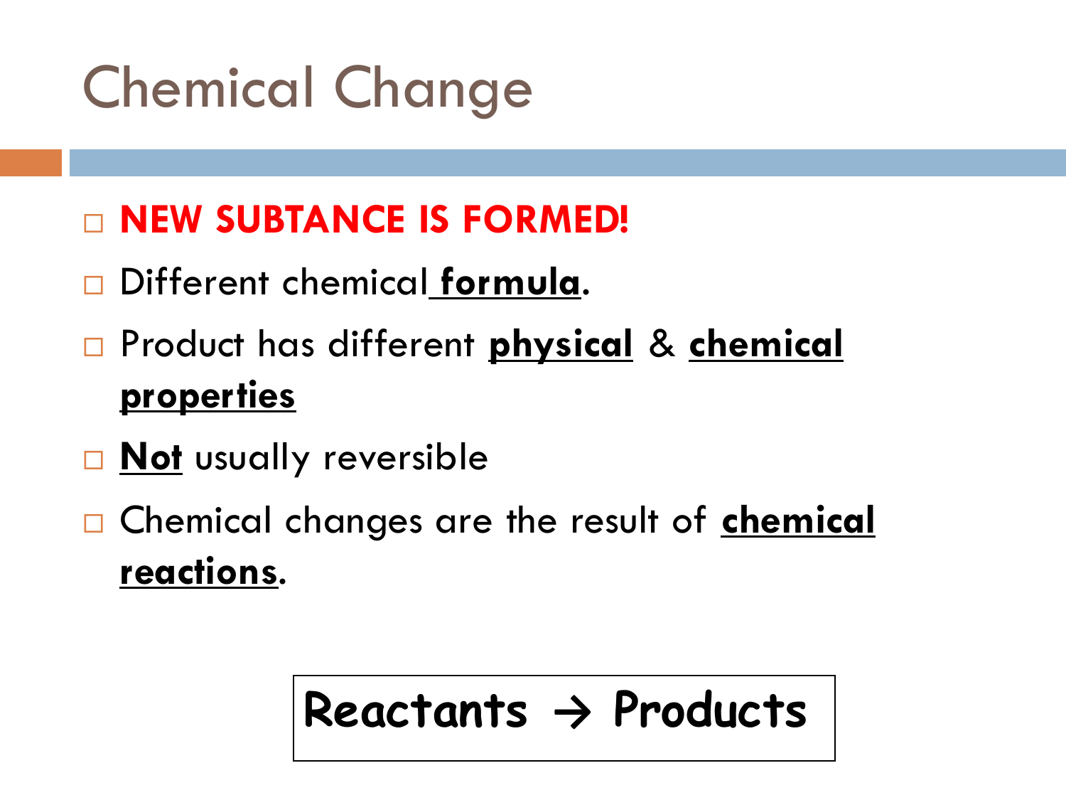# Chemical Change

- **NEW SUBTANCE IS FORMED!**
- Different chemical **formula**.
- Product has different **physical** & **chemical properties**
- **Not** usually reversible
- Chemical changes are the result of **chemical reactions**.

**Reactants → Products**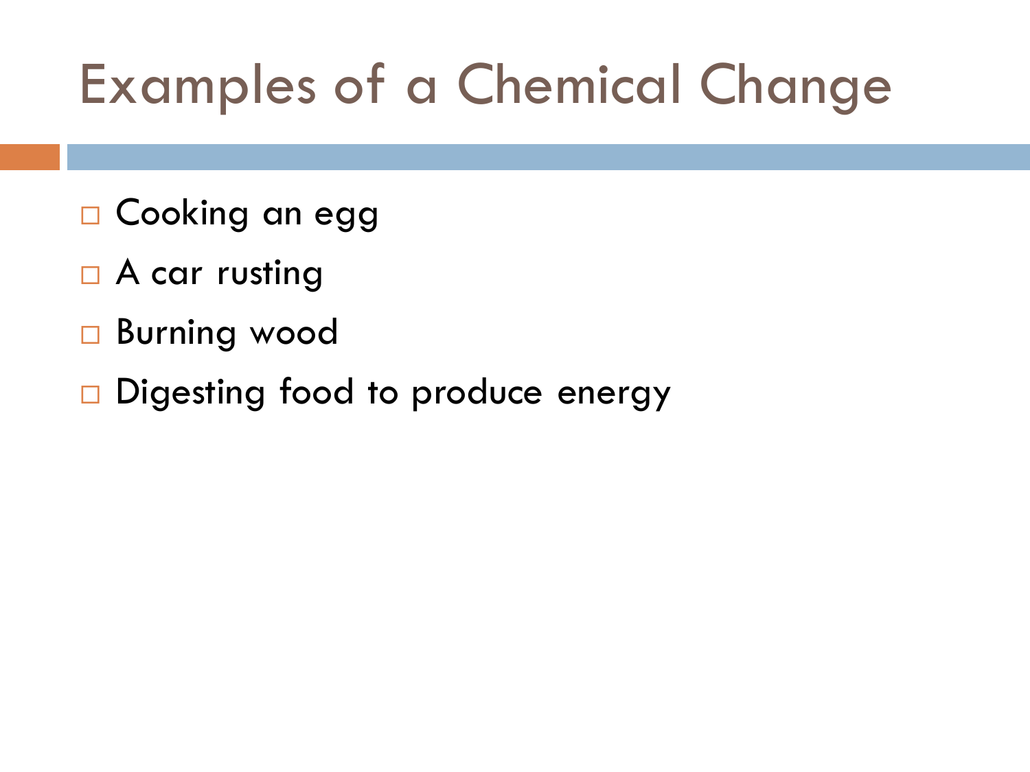# Examples of a Chemical Change

- Cooking an egg
- A car rusting
- Burning wood
- Digesting food to produce energy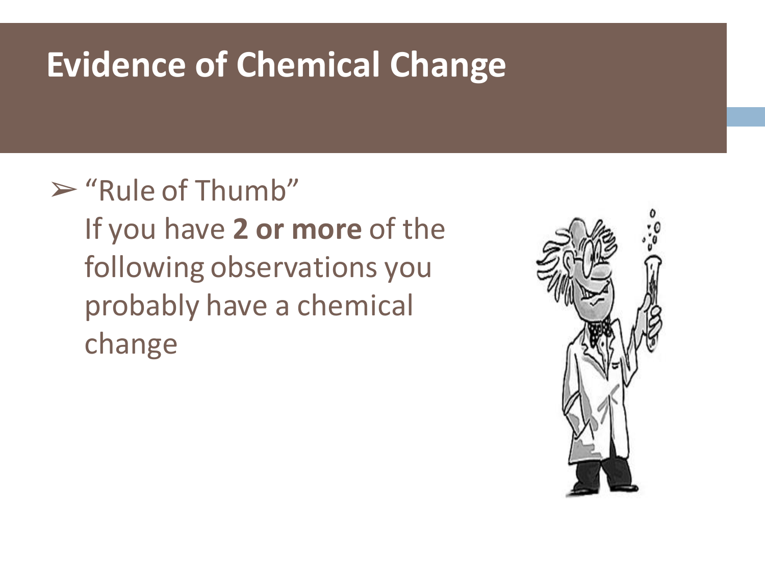# Evidence of Chemical Change

- "Rule of Thumb"
  If you have **2 or more** of the following observations you probably have a chemical change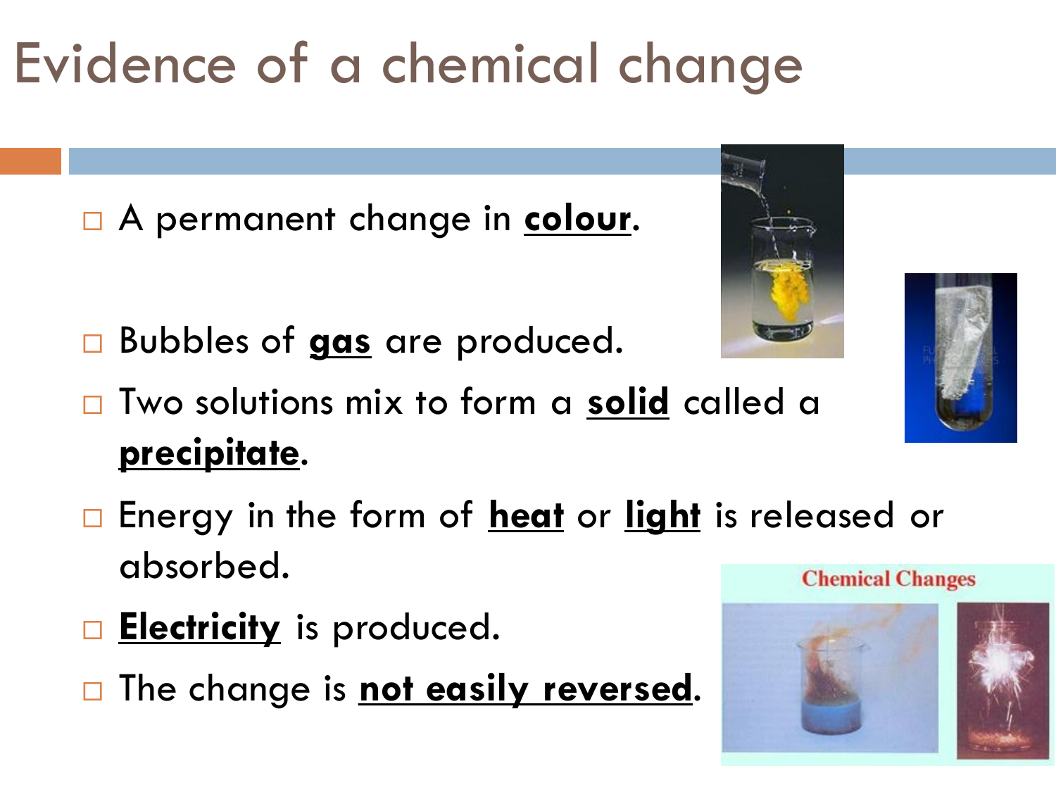# Evidence of a chemical change

- A permanent change in **colour**.
- Bubbles of **gas** are produced.
- Two solutions mix to form a **solid** called a **precipitate**.
- Energy in the form of **heat** or **light** is released or absorbed.
- **Electricity** is produced.
- The change is **not easily reversed**.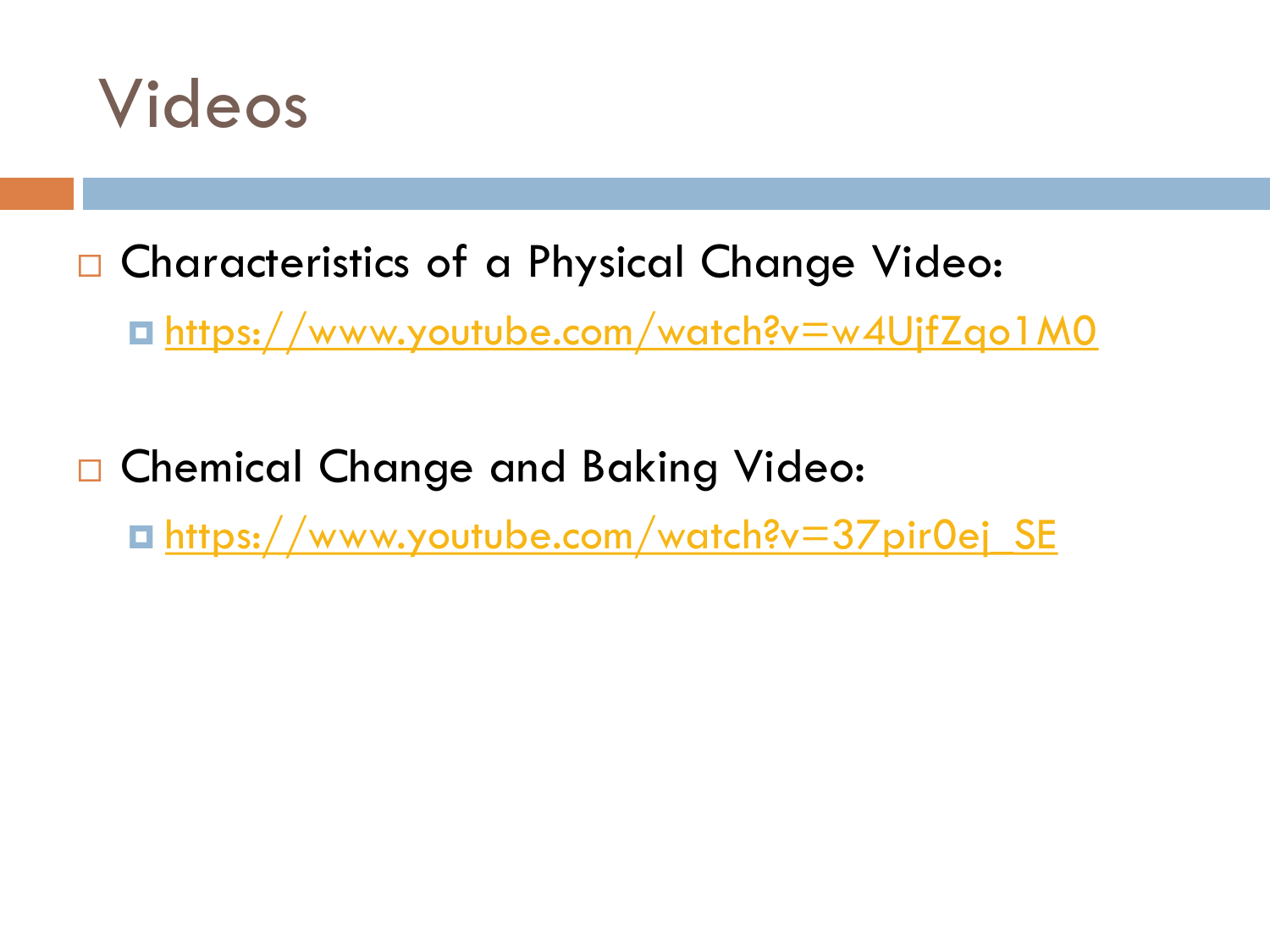# Videos

- Characteristics of a Physical Change Video:
  - [https://www.youtube.com/watch?v=w4UjfZqo1M0](https://www.youtube.com/watch?v=w4UjfZqo1M0)
- Chemical Change and Baking Video:
  - [https://www.youtube.com/watch?v=37pir0ej_SE](https://www.youtube.com/watch?v=37pir0ej_SE)